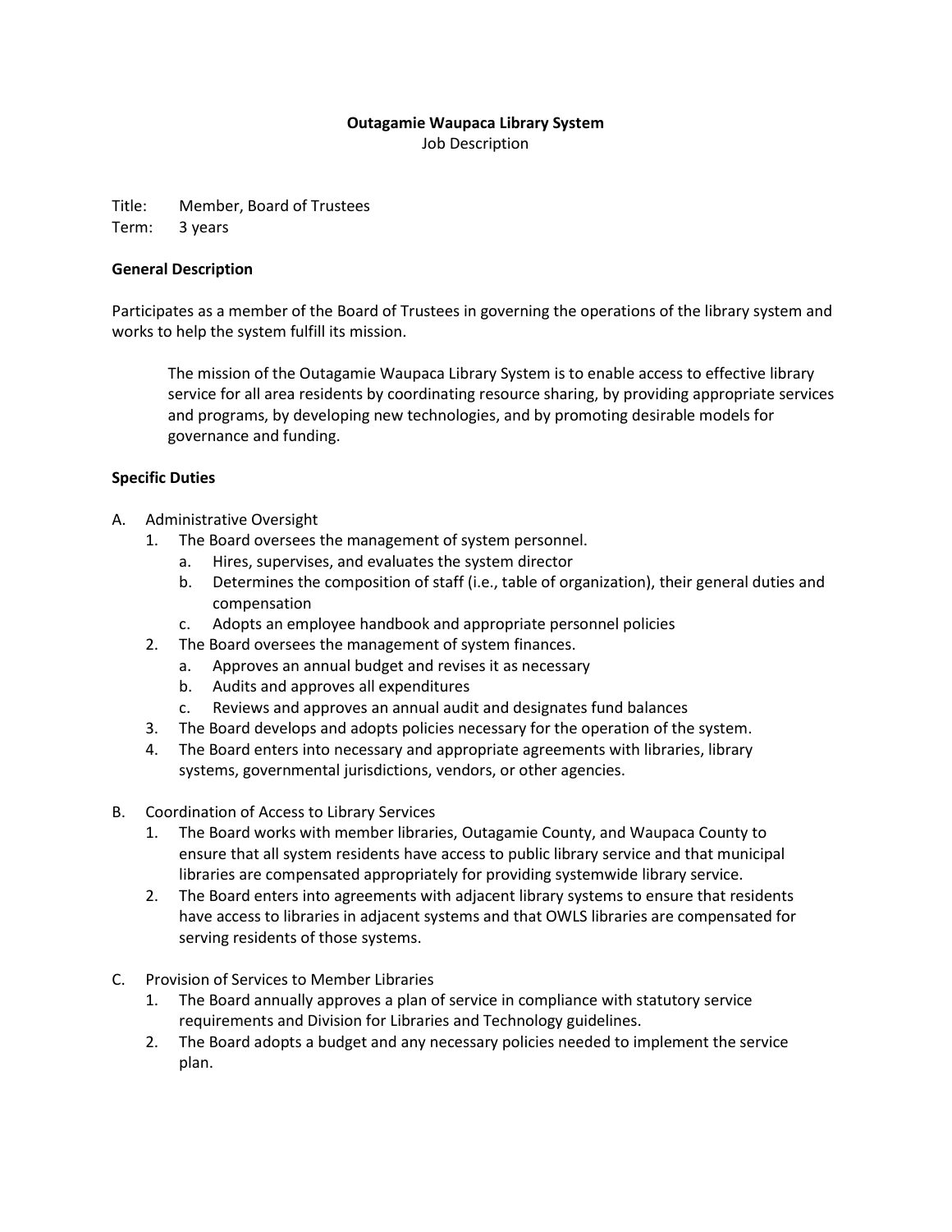**Outagamie Waupaca Library System**

Job Description

Title: Member, Board of Trustees
Term: 3 years

**General Description**

Participates as a member of the Board of Trustees in governing the operations of the library system and works to help the system fulfill its mission.

> The mission of the Outagamie Waupaca Library System is to enable access to effective library service for all area residents by coordinating resource sharing, by providing appropriate services and programs, by developing new technologies, and by promoting desirable models for governance and funding.

**Specific Duties**

A. Administrative Oversight
   1. The Board oversees the management of system personnel.
      a. Hires, supervises, and evaluates the system director
      b. Determines the composition of staff (i.e., table of organization), their general duties and compensation
      c. Adopts an employee handbook and appropriate personnel policies
   2. The Board oversees the management of system finances.
      a. Approves an annual budget and revises it as necessary
      b. Audits and approves all expenditures
      c. Reviews and approves an annual audit and designates fund balances
   3. The Board develops and adopts policies necessary for the operation of the system.
   4. The Board enters into necessary and appropriate agreements with libraries, library systems, governmental jurisdictions, vendors, or other agencies.

B. Coordination of Access to Library Services
   1. The Board works with member libraries, Outagamie County, and Waupaca County to ensure that all system residents have access to public library service and that municipal libraries are compensated appropriately for providing systemwide library service.
   2. The Board enters into agreements with adjacent library systems to ensure that residents have access to libraries in adjacent systems and that OWLS libraries are compensated for serving residents of those systems.

C. Provision of Services to Member Libraries
   1. The Board annually approves a plan of service in compliance with statutory service requirements and Division for Libraries and Technology guidelines.
   2. The Board adopts a budget and any necessary policies needed to implement the service plan.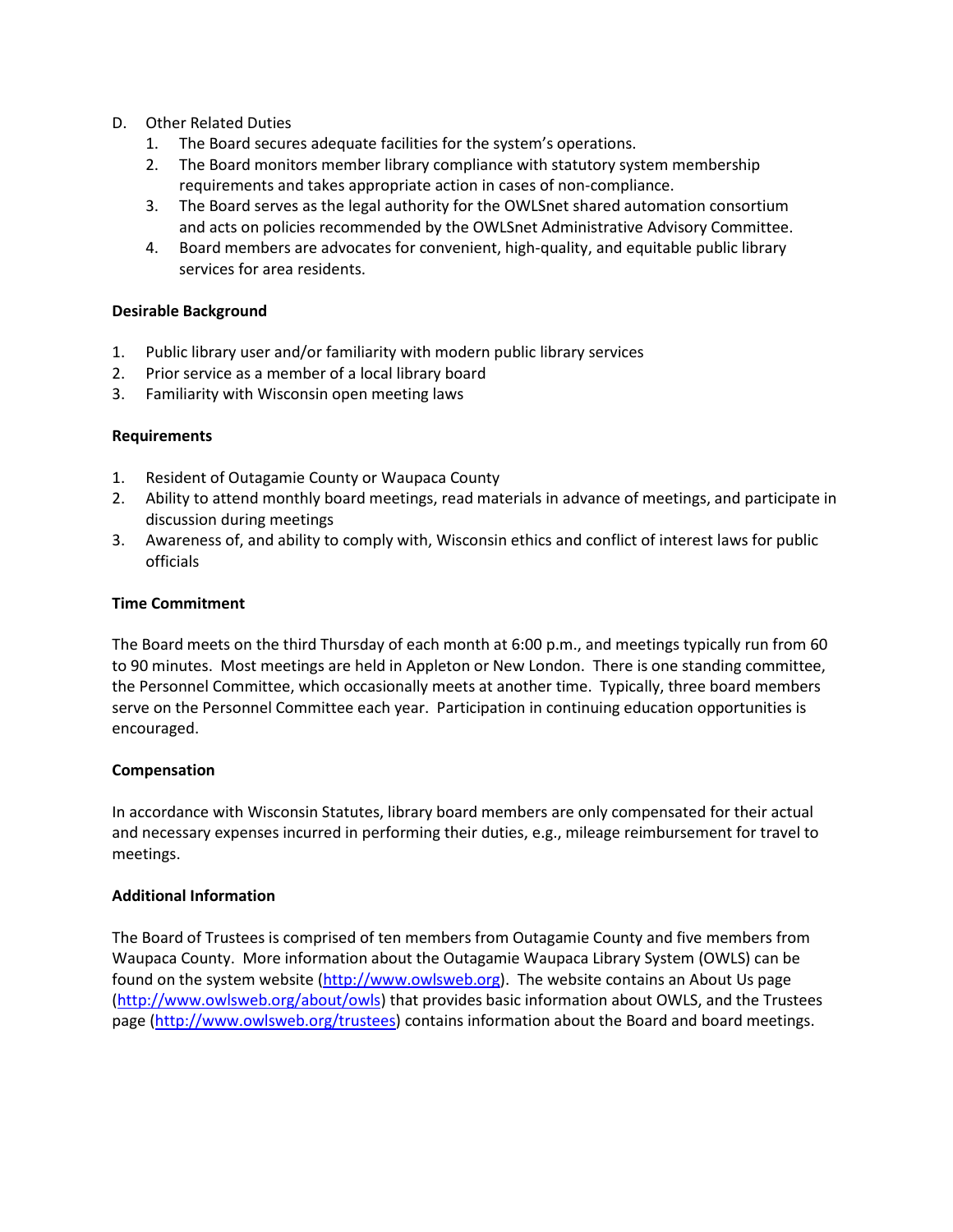D. Other Related Duties
   1. The Board secures adequate facilities for the system's operations.
   2. The Board monitors member library compliance with statutory system membership requirements and takes appropriate action in cases of non-compliance.
   3. The Board serves as the legal authority for the OWLSnet shared automation consortium and acts on policies recommended by the OWLSnet Administrative Advisory Committee.
   4. Board members are advocates for convenient, high-quality, and equitable public library services for area residents.

**Desirable Background**

1. Public library user and/or familiarity with modern public library services
2. Prior service as a member of a local library board
3. Familiarity with Wisconsin open meeting laws

**Requirements**

1. Resident of Outagamie County or Waupaca County
2. Ability to attend monthly board meetings, read materials in advance of meetings, and participate in discussion during meetings
3. Awareness of, and ability to comply with, Wisconsin ethics and conflict of interest laws for public officials

**Time Commitment**

The Board meets on the third Thursday of each month at 6:00 p.m., and meetings typically run from 60 to 90 minutes. Most meetings are held in Appleton or New London. There is one standing committee, the Personnel Committee, which occasionally meets at another time. Typically, three board members serve on the Personnel Committee each year. Participation in continuing education opportunities is encouraged.

**Compensation**

In accordance with Wisconsin Statutes, library board members are only compensated for their actual and necessary expenses incurred in performing their duties, e.g., mileage reimbursement for travel to meetings.

**Additional Information**

The Board of Trustees is comprised of ten members from Outagamie County and five members from Waupaca County. More information about the Outagamie Waupaca Library System (OWLS) can be found on the system website (http://www.owlsweb.org). The website contains an About Us page (http://www.owlsweb.org/about/owls) that provides basic information about OWLS, and the Trustees page (http://www.owlsweb.org/trustees) contains information about the Board and board meetings.